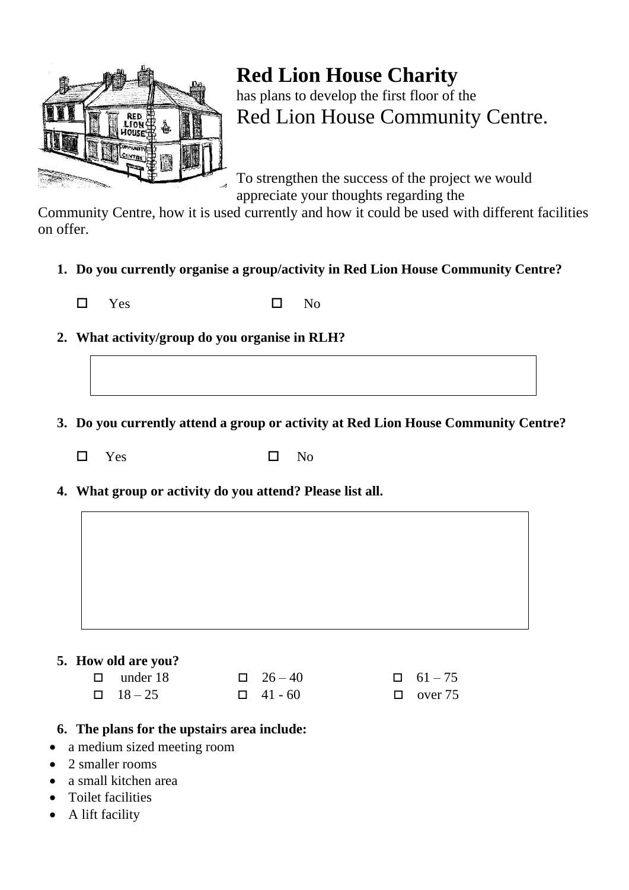# Red Lion House Charity

has plans to develop the first floor of the

## Red Lion House Community Centre.

To strengthen the success of the project we would appreciate your thoughts regarding the Community Centre, how it is used currently and how it could be used with different facilities on offer.

1. **Do you currently organise a group/activity in Red Lion House Community Centre?**

   ☐ Yes ☐ No

2. **What activity/group do you organise in RLH?**

3. **Do you currently attend a group or activity at Red Lion House Community Centre?**

   ☐ Yes ☐ No

4. **What group or activity do you attend? Please list all.**

5. **How old are you?**

   ☐ under 18 ☐ 26 – 40 ☐ 61 – 75
   ☐ 18 – 25 ☐ 41 - 60 ☐ over 75

6. **The plans for the upstairs area include:**

- a medium sized meeting room
- 2 smaller rooms
- a small kitchen area
- Toilet facilities
- A lift facility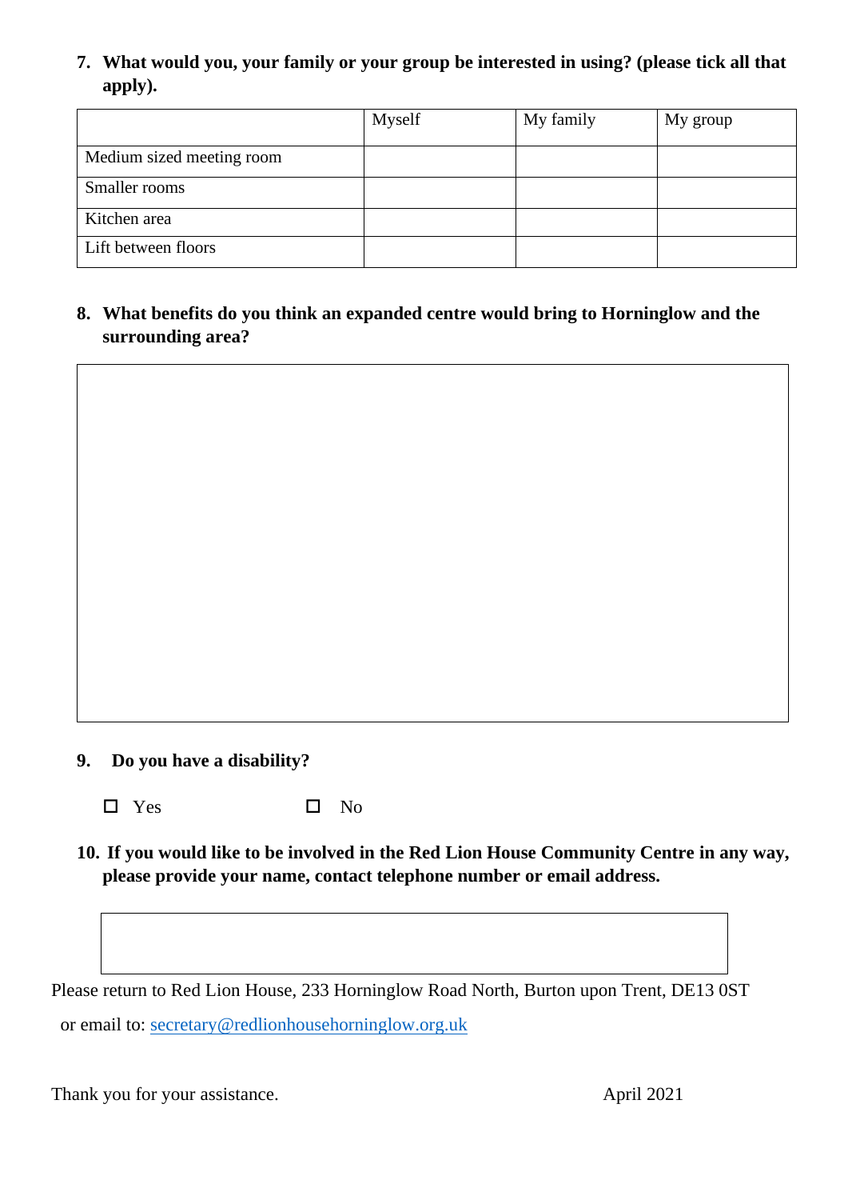**7. What would you, your family or your group be interested in using? (please tick all that apply).**

| | Myself | My family | My group |
|---|---|---|---|
| Medium sized meeting room | | | |
| Smaller rooms | | | |
| Kitchen area | | | |
| Lift between floors | | | |

**8. What benefits do you think an expanded centre would bring to Horninglow and the surrounding area?**

**9. Do you have a disability?**

☐ Yes ☐ No

**10. If you would like to be involved in the Red Lion House Community Centre in any way, please provide your name, contact telephone number or email address.**

Please return to Red Lion House, 233 Horninglow Road North, Burton upon Trent, DE13 0ST

or email to: secretary@redlionhousehorninglow.org.uk

Thank you for your assistance. April 2021